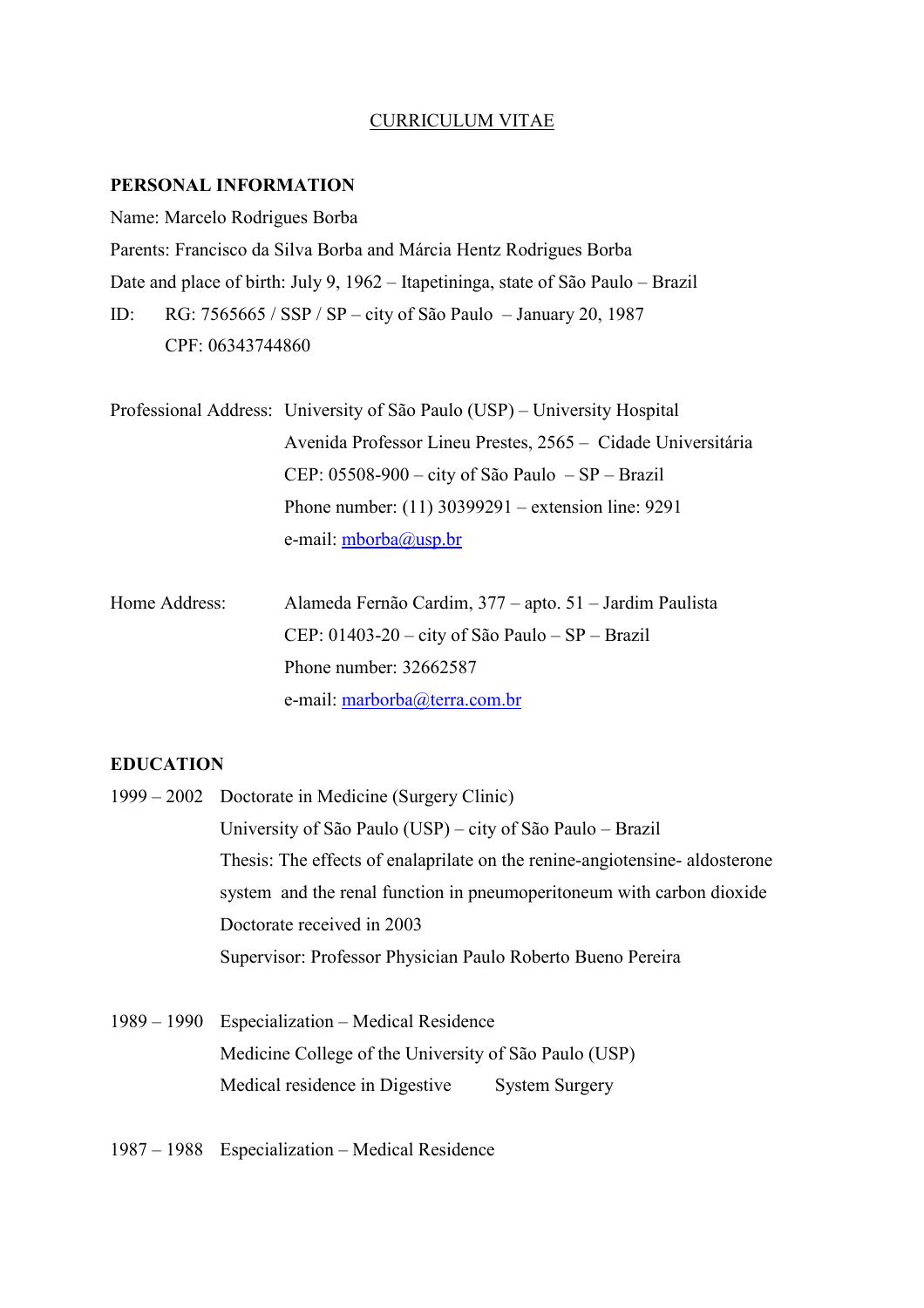CURRICULUM VITAE

**PERSONAL INFORMATION**

Name: Marcelo Rodrigues Borba

Parents: Francisco da Silva Borba and Márcia Hentz Rodrigues Borba

Date and place of birth: July 9, 1962 – Itapetininga, state of São Paulo – Brazil

ID: RG: 7565665 / SSP / SP – city of São Paulo – January 20, 1987

CPF: 06343744860

Professional Address: University of São Paulo (USP) – University Hospital
Avenida Professor Lineu Prestes, 2565 – Cidade Universitária
CEP: 05508-900 – city of São Paulo – SP – Brazil
Phone number: (11) 30399291 – extension line: 9291
e-mail: mborba@usp.br

Home Address: Alameda Fernão Cardim, 377 – apto. 51 – Jardim Paulista
CEP: 01403-20 – city of São Paulo – SP – Brazil
Phone number: 32662587
e-mail: marborba@terra.com.br

**EDUCATION**

1999 – 2002 Doctorate in Medicine (Surgery Clinic)
University of São Paulo (USP) – city of São Paulo – Brazil
Thesis: The effects of enalaprilate on the renine-angiotensine- aldosterone system and the renal function in pneumoperitoneum with carbon dioxide
Doctorate received in 2003
Supervisor: Professor Physician Paulo Roberto Bueno Pereira

1989 – 1990 Especialization – Medical Residence
Medicine College of the University of São Paulo (USP)
Medical residence in Digestive System Surgery

1987 – 1988 Especialization – Medical Residence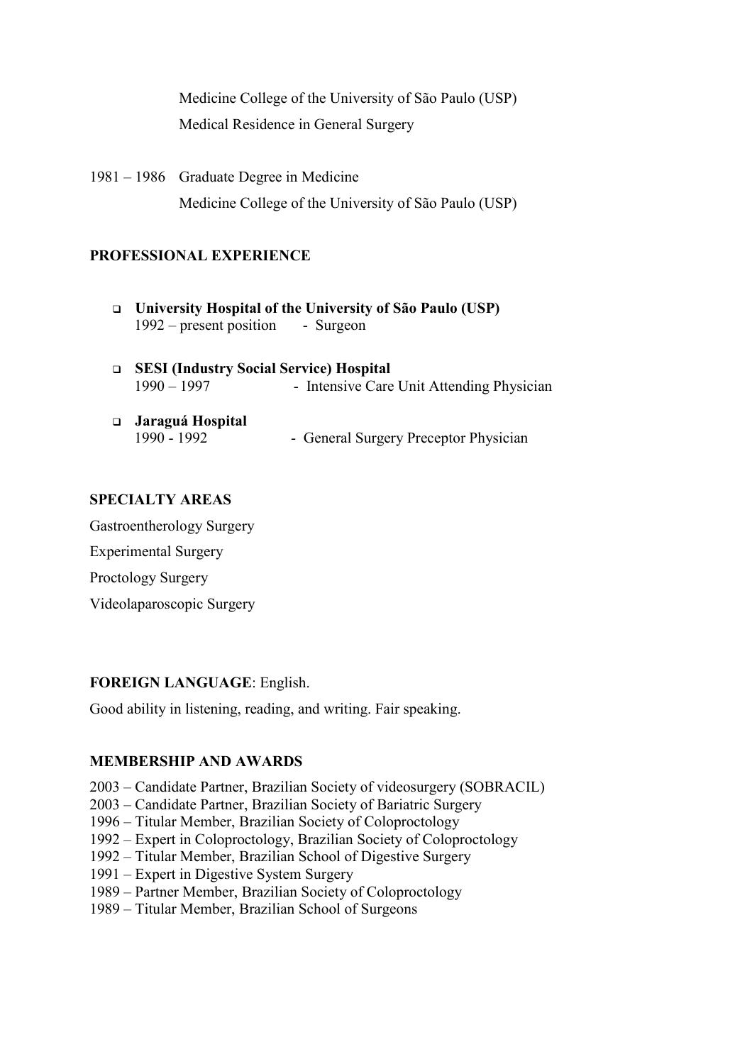Medicine College of the University of São Paulo (USP)
Medical Residence in General Surgery

1981 – 1986 Graduate Degree in Medicine
Medicine College of the University of São Paulo (USP)

**PROFESSIONAL EXPERIENCE**

- **University Hospital of the University of São Paulo (USP)**
  1992 – present position - Surgeon

- **SESI (Industry Social Service) Hospital**
  1990 – 1997 - Intensive Care Unit Attending Physician

- **Jaraguá Hospital**
  1990 - 1992 - General Surgery Preceptor Physician

**SPECIALTY AREAS**

Gastroentherology Surgery

Experimental Surgery

Proctology Surgery

Videolaparoscopic Surgery

**FOREIGN LANGUAGE**: English.

Good ability in listening, reading, and writing. Fair speaking.

**MEMBERSHIP AND AWARDS**

2003 – Candidate Partner, Brazilian Society of videosurgery (SOBRACIL)
2003 – Candidate Partner, Brazilian Society of Bariatric Surgery
1996 – Titular Member, Brazilian Society of Coloproctology
1992 – Expert in Coloproctology, Brazilian Society of Coloproctology
1992 – Titular Member, Brazilian School of Digestive Surgery
1991 – Expert in Digestive System Surgery
1989 – Partner Member, Brazilian Society of Coloproctology
1989 – Titular Member, Brazilian School of Surgeons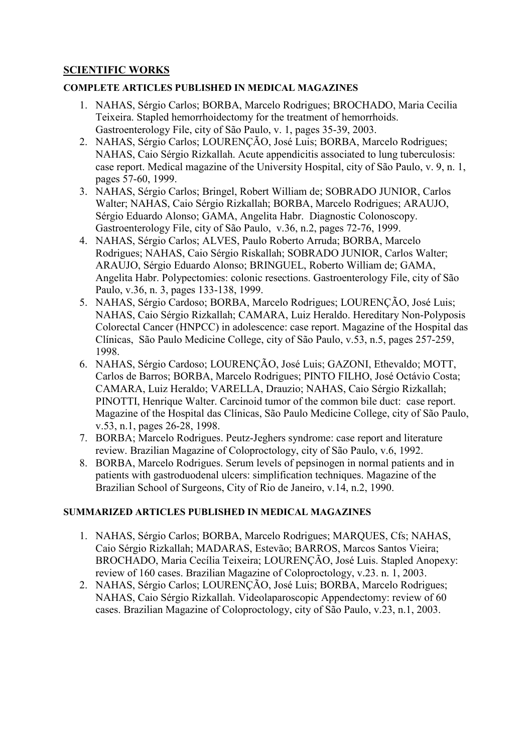## SCIENTIFIC WORKS

### COMPLETE ARTICLES PUBLISHED IN MEDICAL MAGAZINES

1. NAHAS, Sérgio Carlos; BORBA, Marcelo Rodrigues; BROCHADO, Maria Cecilia Teixeira. Stapled hemorrhoidectomy for the treatment of hemorrhoids. Gastroenterology File, city of São Paulo, v. 1, pages 35-39, 2003.
2. NAHAS, Sérgio Carlos; LOURENÇÃO, José Luis; BORBA, Marcelo Rodrigues; NAHAS, Caio Sérgio Rizkallah. Acute appendicitis associated to lung tuberculosis: case report. Medical magazine of the University Hospital, city of São Paulo, v. 9, n. 1, pages 57-60, 1999.
3. NAHAS, Sérgio Carlos; Bringel, Robert William de; SOBRADO JUNIOR, Carlos Walter; NAHAS, Caio Sérgio Rizkallah; BORBA, Marcelo Rodrigues; ARAUJO, Sérgio Eduardo Alonso; GAMA, Angelita Habr. Diagnostic Colonoscopy. Gastroenterology File, city of São Paulo, v.36, n.2, pages 72-76, 1999.
4. NAHAS, Sérgio Carlos; ALVES, Paulo Roberto Arruda; BORBA, Marcelo Rodrigues; NAHAS, Caio Sérgio Riskallah; SOBRADO JUNIOR, Carlos Walter; ARAUJO, Sérgio Eduardo Alonso; BRINGUEL, Roberto William de; GAMA, Angelita Habr. Polypectomies: colonic resections. Gastroenterology File, city of São Paulo, v.36, n. 3, pages 133-138, 1999.
5. NAHAS, Sérgio Cardoso; BORBA, Marcelo Rodrigues; LOURENÇÃO, José Luis; NAHAS, Caio Sérgio Rizkallah; CAMARA, Luiz Heraldo. Hereditary Non-Polyposis Colorectal Cancer (HNPCC) in adolescence: case report. Magazine of the Hospital das Clínicas, São Paulo Medicine College, city of São Paulo, v.53, n.5, pages 257-259, 1998.
6. NAHAS, Sérgio Cardoso; LOURENÇÃO, José Luis; GAZONI, Ethevaldo; MOTT, Carlos de Barros; BORBA, Marcelo Rodrigues; PINTO FILHO, José Octávio Costa; CAMARA, Luiz Heraldo; VARELLA, Drauzio; NAHAS, Caio Sérgio Rizkallah; PINOTTI, Henrique Walter. Carcinoid tumor of the common bile duct: case report. Magazine of the Hospital das Clínicas, São Paulo Medicine College, city of São Paulo, v.53, n.1, pages 26-28, 1998.
7. BORBA; Marcelo Rodrigues. Peutz-Jeghers syndrome: case report and literature review. Brazilian Magazine of Coloproctology, city of São Paulo, v.6, 1992.
8. BORBA, Marcelo Rodrigues. Serum levels of pepsinogen in normal patients and in patients with gastroduodenal ulcers: simplification techniques. Magazine of the Brazilian School of Surgeons, City of Rio de Janeiro, v.14, n.2, 1990.

### SUMMARIZED ARTICLES PUBLISHED IN MEDICAL MAGAZINES

1. NAHAS, Sérgio Carlos; BORBA, Marcelo Rodrigues; MARQUES, Cfs; NAHAS, Caio Sérgio Rizkallah; MADARAS, Estevão; BARROS, Marcos Santos Vieira; BROCHADO, Maria Cecília Teixeira; LOURENÇÃO, José Luis. Stapled Anopexy: review of 160 cases. Brazilian Magazine of Coloproctology, v.23. n. 1, 2003.
2. NAHAS, Sérgio Carlos; LOURENÇÃO, José Luis; BORBA, Marcelo Rodrigues; NAHAS, Caio Sérgio Rizkallah. Videolaparoscopic Appendectomy: review of 60 cases. Brazilian Magazine of Coloproctology, city of São Paulo, v.23, n.1, 2003.